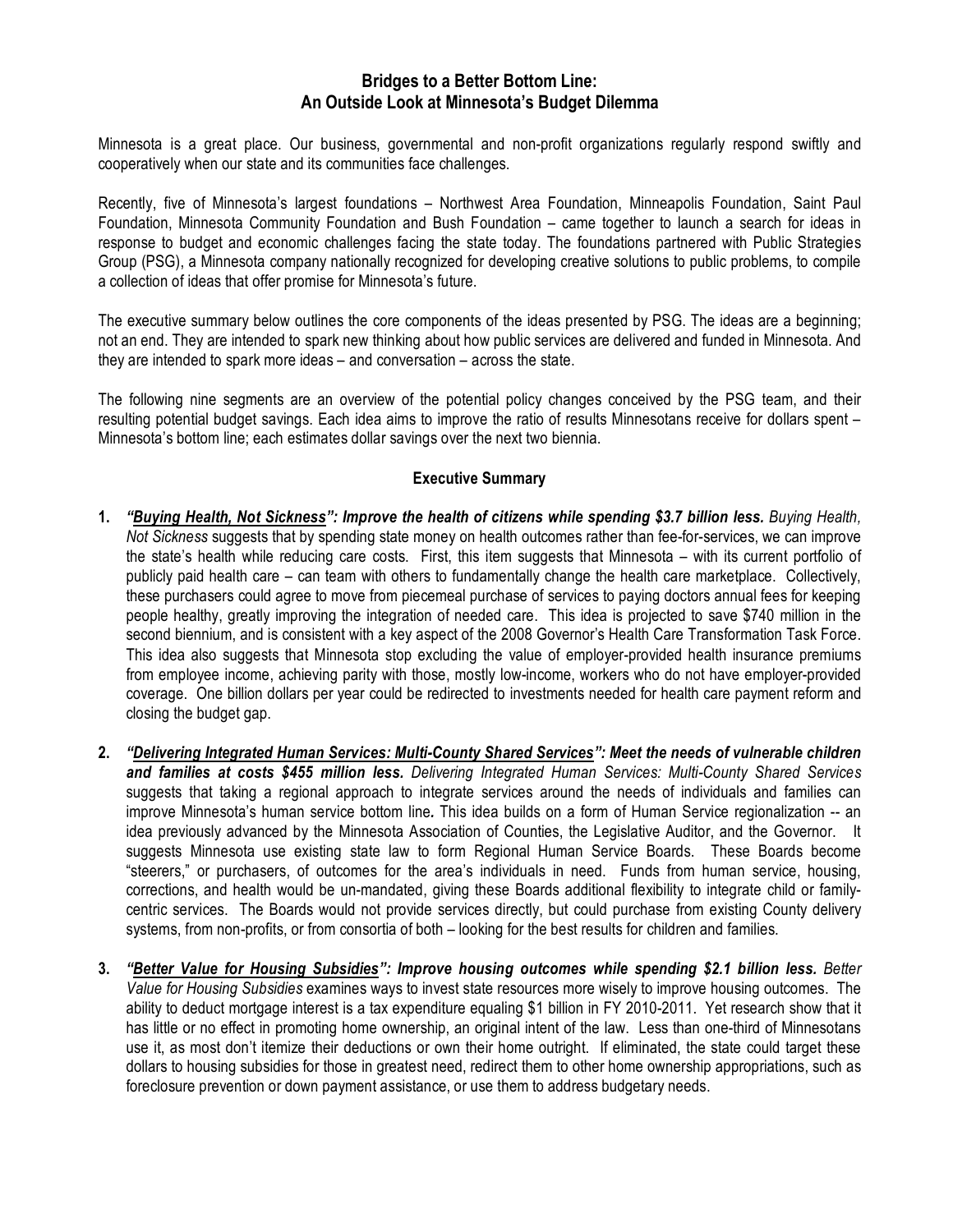# Bridges to a Better Bottom Line: An Outside Look at Minnesota's Budget Dilemma

Minnesota is a great place. Our business, governmental and non-profit organizations regularly respond swiftly and cooperatively when our state and its communities face challenges.

Recently, five of Minnesota's largest foundations – Northwest Area Foundation, Minneapolis Foundation, Saint Paul Foundation, Minnesota Community Foundation and Bush Foundation – came together to launch a search for ideas in response to budget and economic challenges facing the state today. The foundations partnered with Public Strategies Group (PSG), a Minnesota company nationally recognized for developing creative solutions to public problems, to compile a collection of ideas that offer promise for Minnesota's future.

The executive summary below outlines the core components of the ideas presented by PSG. The ideas are a beginning; not an end. They are intended to spark new thinking about how public services are delivered and funded in Minnesota. And they are intended to spark more ideas – and conversation – across the state.

The following nine segments are an overview of the potential policy changes conceived by the PSG team, and their resulting potential budget savings. Each idea aims to improve the ratio of results Minnesotans receive for dollars spent – Minnesota's bottom line; each estimates dollar savings over the next two biennia.

## Executive Summary

1. ***"<u>Buying Health, Not Sickness</u>": Improve the health of citizens while spending $3.7 billion less.*** *Buying Health, Not Sickness* suggests that by spending state money on health outcomes rather than fee-for-services, we can improve the state's health while reducing care costs. First, this item suggests that Minnesota – with its current portfolio of publicly paid health care – can team with others to fundamentally change the health care marketplace. Collectively, these purchasers could agree to move from piecemeal purchase of services to paying doctors annual fees for keeping people healthy, greatly improving the integration of needed care. This idea is projected to save $740 million in the second biennium, and is consistent with a key aspect of the 2008 Governor's Health Care Transformation Task Force. This idea also suggests that Minnesota stop excluding the value of employer-provided health insurance premiums from employee income, achieving parity with those, mostly low-income, workers who do not have employer-provided coverage. One billion dollars per year could be redirected to investments needed for health care payment reform and closing the budget gap.

2. ***"<u>Delivering Integrated Human Services: Multi-County Shared Services</u>": Meet the needs of vulnerable children and families at costs $455 million less.*** *Delivering Integrated Human Services: Multi-County Shared Services* suggests that taking a regional approach to integrate services around the needs of individuals and families can improve Minnesota's human service bottom line**.** This idea builds on a form of Human Service regionalization -- an idea previously advanced by the Minnesota Association of Counties, the Legislative Auditor, and the Governor. It suggests Minnesota use existing state law to form Regional Human Service Boards. These Boards become "steerers," or purchasers, of outcomes for the area's individuals in need. Funds from human service, housing, corrections, and health would be un-mandated, giving these Boards additional flexibility to integrate child or family-centric services. The Boards would not provide services directly, but could purchase from existing County delivery systems, from non-profits, or from consortia of both – looking for the best results for children and families.

3. ***"<u>Better Value for Housing Subsidies</u>": Improve housing outcomes while spending $2.1 billion less.*** *Better Value for Housing Subsidies* examines ways to invest state resources more wisely to improve housing outcomes. The ability to deduct mortgage interest is a tax expenditure equaling $1 billion in FY 2010-2011. Yet research show that it has little or no effect in promoting home ownership, an original intent of the law. Less than one-third of Minnesotans use it, as most don't itemize their deductions or own their home outright. If eliminated, the state could target these dollars to housing subsidies for those in greatest need, redirect them to other home ownership appropriations, such as foreclosure prevention or down payment assistance, or use them to address budgetary needs.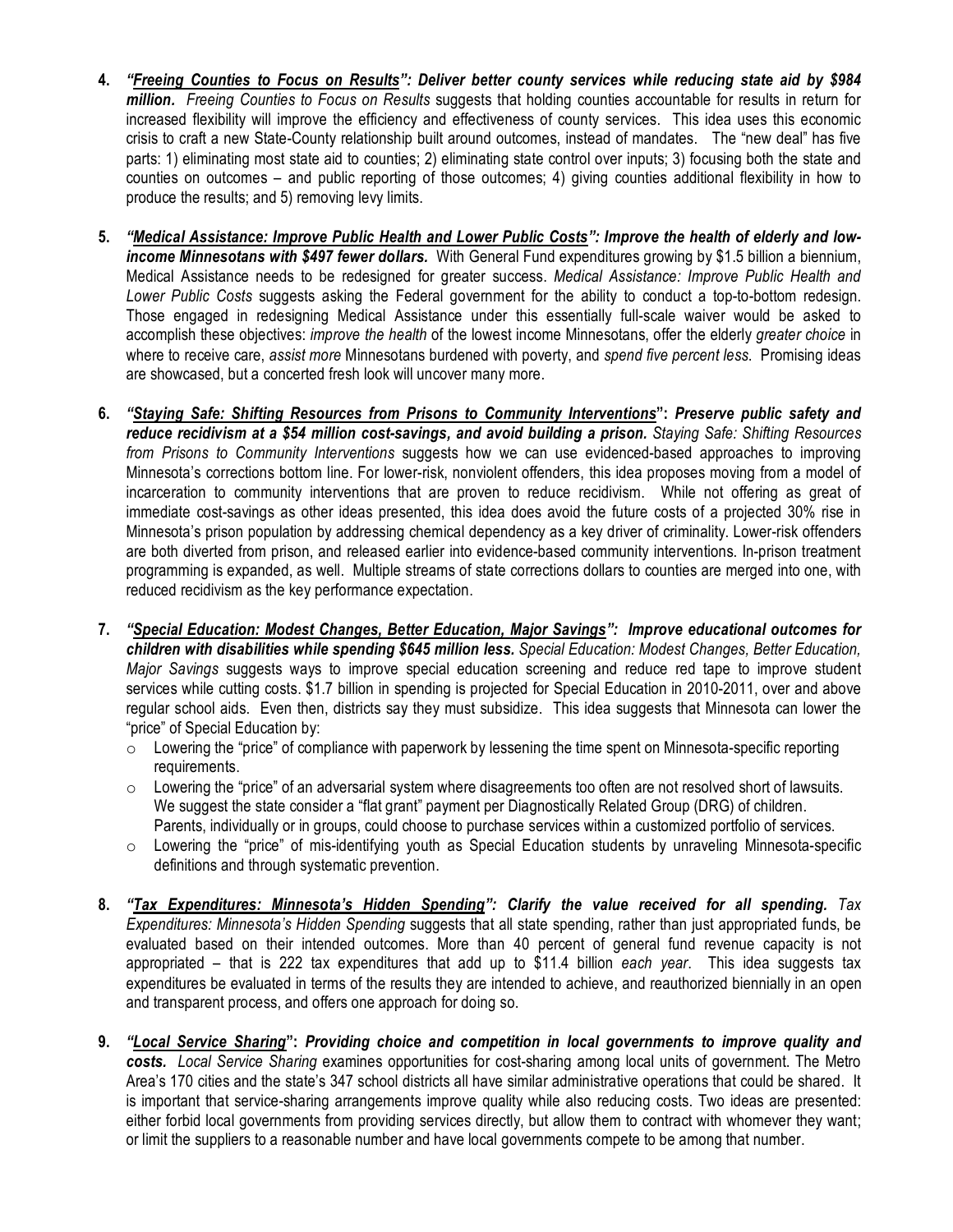4. ***"Freeing Counties to Focus on Results": Deliver better county services while reducing state aid by $984 million.*** *Freeing Counties to Focus on Results* suggests that holding counties accountable for results in return for increased flexibility will improve the efficiency and effectiveness of county services. This idea uses this economic crisis to craft a new State-County relationship built around outcomes, instead of mandates. The "new deal" has five parts: 1) eliminating most state aid to counties; 2) eliminating state control over inputs; 3) focusing both the state and counties on outcomes – and public reporting of those outcomes; 4) giving counties additional flexibility in how to produce the results; and 5) removing levy limits.

5. ***"Medical Assistance: Improve Public Health and Lower Public Costs": Improve the health of elderly and low-income Minnesotans with $497 fewer dollars.*** With General Fund expenditures growing by $1.5 billion a biennium, Medical Assistance needs to be redesigned for greater success. *Medical Assistance: Improve Public Health and Lower Public Costs* suggests asking the Federal government for the ability to conduct a top-to-bottom redesign. Those engaged in redesigning Medical Assistance under this essentially full-scale waiver would be asked to accomplish these objectives: *improve the health* of the lowest income Minnesotans, offer the elderly *greater choice* in where to receive care, *assist more* Minnesotans burdened with poverty, and *spend five percent less*. Promising ideas are showcased, but a concerted fresh look will uncover many more.

6. ***"Staying Safe: Shifting Resources from Prisons to Community Interventions": Preserve public safety and reduce recidivism at a $54 million cost-savings, and avoid building a prison.*** *Staying Safe: Shifting Resources from Prisons to Community Interventions* suggests how we can use evidenced-based approaches to improving Minnesota's corrections bottom line. For lower-risk, nonviolent offenders, this idea proposes moving from a model of incarceration to community interventions that are proven to reduce recidivism. While not offering as great of immediate cost-savings as other ideas presented, this idea does avoid the future costs of a projected 30% rise in Minnesota's prison population by addressing chemical dependency as a key driver of criminality. Lower-risk offenders are both diverted from prison, and released earlier into evidence-based community interventions. In-prison treatment programming is expanded, as well. Multiple streams of state corrections dollars to counties are merged into one, with reduced recidivism as the key performance expectation.

7. ***"Special Education: Modest Changes, Better Education, Major Savings": Improve educational outcomes for children with disabilities while spending $645 million less.*** *Special Education: Modest Changes, Better Education, Major Savings* suggests ways to improve special education screening and reduce red tape to improve student services while cutting costs. $1.7 billion in spending is projected for Special Education in 2010-2011, over and above regular school aids. Even then, districts say they must subsidize. This idea suggests that Minnesota can lower the "price" of Special Education by:
   - Lowering the "price" of compliance with paperwork by lessening the time spent on Minnesota-specific reporting requirements.
   - Lowering the "price" of an adversarial system where disagreements too often are not resolved short of lawsuits. We suggest the state consider a "flat grant" payment per Diagnostically Related Group (DRG) of children. Parents, individually or in groups, could choose to purchase services within a customized portfolio of services.
   - Lowering the "price" of mis-identifying youth as Special Education students by unraveling Minnesota-specific definitions and through systematic prevention.

8. ***"Tax Expenditures: Minnesota's Hidden Spending": Clarify the value received for all spending.*** *Tax Expenditures: Minnesota's Hidden Spending* suggests that all state spending, rather than just appropriated funds, be evaluated based on their intended outcomes. More than 40 percent of general fund revenue capacity is not appropriated – that is 222 tax expenditures that add up to $11.4 billion *each year*. This idea suggests tax expenditures be evaluated in terms of the results they are intended to achieve, and reauthorized biennially in an open and transparent process, and offers one approach for doing so.

9. ***"Local Service Sharing": Providing choice and competition in local governments to improve quality and costs.*** *Local Service Sharing* examines opportunities for cost-sharing among local units of government. The Metro Area's 170 cities and the state's 347 school districts all have similar administrative operations that could be shared. It is important that service-sharing arrangements improve quality while also reducing costs. Two ideas are presented: either forbid local governments from providing services directly, but allow them to contract with whomever they want; or limit the suppliers to a reasonable number and have local governments compete to be among that number.